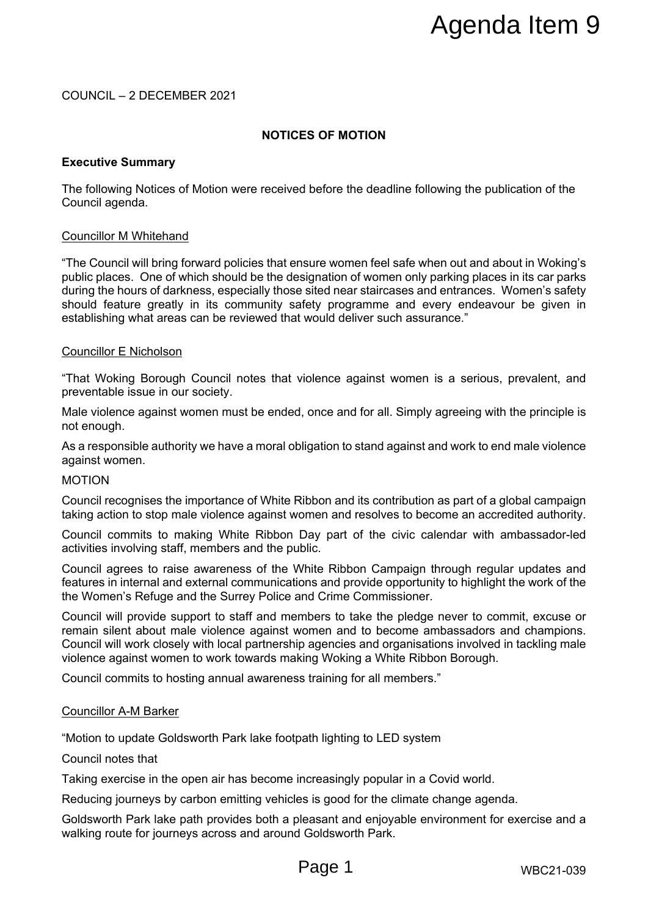# Agenda Item 9

COUNCIL – 2 DECEMBER 2021

## NOTICES OF MOTION

### Executive Summary

The following Notices of Motion were received before the deadline following the publication of the Council agenda.

Councillor M Whitehand

"The Council will bring forward policies that ensure women feel safe when out and about in Woking's public places. One of which should be the designation of women only parking places in its car parks during the hours of darkness, especially those sited near staircases and entrances. Women's safety should feature greatly in its community safety programme and every endeavour be given in establishing what areas can be reviewed that would deliver such assurance."

Councillor E Nicholson

"That Woking Borough Council notes that violence against women is a serious, prevalent, and preventable issue in our society.

Male violence against women must be ended, once and for all. Simply agreeing with the principle is not enough.

As a responsible authority we have a moral obligation to stand against and work to end male violence against women.

MOTION

Council recognises the importance of White Ribbon and its contribution as part of a global campaign taking action to stop male violence against women and resolves to become an accredited authority.

Council commits to making White Ribbon Day part of the civic calendar with ambassador-led activities involving staff, members and the public.

Council agrees to raise awareness of the White Ribbon Campaign through regular updates and features in internal and external communications and provide opportunity to highlight the work of the the Women's Refuge and the Surrey Police and Crime Commissioner.

Council will provide support to staff and members to take the pledge never to commit, excuse or remain silent about male violence against women and to become ambassadors and champions. Council will work closely with local partnership agencies and organisations involved in tackling male violence against women to work towards making Woking a White Ribbon Borough.

Council commits to hosting annual awareness training for all members."

Councillor A-M Barker

"Motion to update Goldsworth Park lake footpath lighting to LED system

Council notes that

Taking exercise in the open air has become increasingly popular in a Covid world.

Reducing journeys by carbon emitting vehicles is good for the climate change agenda.

Goldsworth Park lake path provides both a pleasant and enjoyable environment for exercise and a walking route for journeys across and around Goldsworth Park.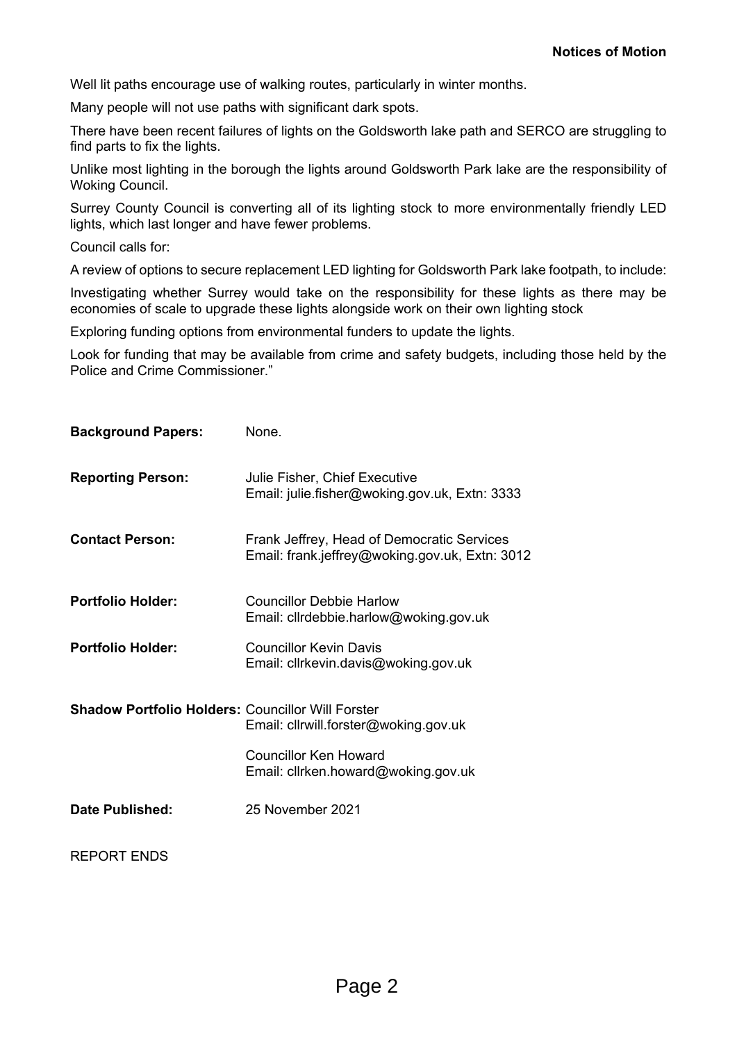Well lit paths encourage use of walking routes, particularly in winter months.

Many people will not use paths with significant dark spots.

There have been recent failures of lights on the Goldsworth lake path and SERCO are struggling to find parts to fix the lights.

Unlike most lighting in the borough the lights around Goldsworth Park lake are the responsibility of Woking Council.

Surrey County Council is converting all of its lighting stock to more environmentally friendly LED lights, which last longer and have fewer problems.

Council calls for:

A review of options to secure replacement LED lighting for Goldsworth Park lake footpath, to include:

Investigating whether Surrey would take on the responsibility for these lights as there may be economies of scale to upgrade these lights alongside work on their own lighting stock

Exploring funding options from environmental funders to update the lights.

Look for funding that may be available from crime and safety budgets, including those held by the Police and Crime Commissioner."

| | |
|---|---|
| **Background Papers:** | None. |
| **Reporting Person:** | Julie Fisher, Chief Executive<br>Email: julie.fisher@woking.gov.uk, Extn: 3333 |
| **Contact Person:** | Frank Jeffrey, Head of Democratic Services<br>Email: frank.jeffrey@woking.gov.uk, Extn: 3012 |
| **Portfolio Holder:** | Councillor Debbie Harlow<br>Email: cllrdebbie.harlow@woking.gov.uk |
| **Portfolio Holder:** | Councillor Kevin Davis<br>Email: cllrkevin.davis@woking.gov.uk |
| **Shadow Portfolio Holders:** | Councillor Will Forster<br>Email: cllrwill.forster@woking.gov.uk<br><br>Councillor Ken Howard<br>Email: cllrken.howard@woking.gov.uk |
| **Date Published:** | 25 November 2021 |

REPORT ENDS